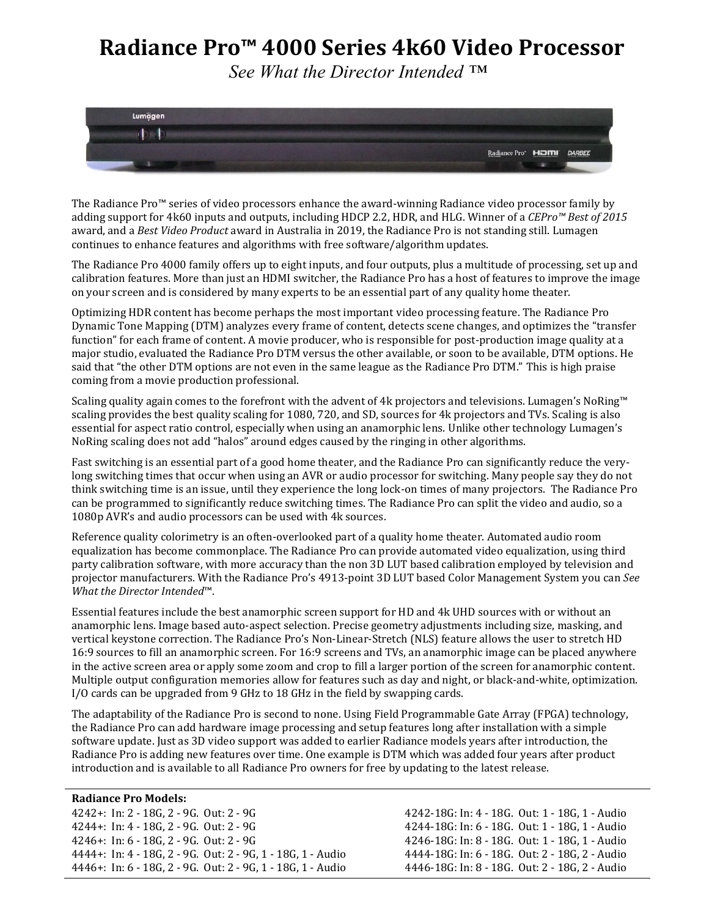# Radiance Pro™ 4000 Series 4k60 Video Processor

*See What the Director Intended ™*

The Radiance Pro™ series of video processors enhance the award-winning Radiance video processor family by adding support for 4k60 inputs and outputs, including HDCP 2.2, HDR, and HLG. Winner of a *CEPro™ Best of 2015* award, and a *Best Video Product* award in Australia in 2019, the Radiance Pro is not standing still. Lumagen continues to enhance features and algorithms with free software/algorithm updates.

The Radiance Pro 4000 family offers up to eight inputs, and four outputs, plus a multitude of processing, set up and calibration features. More than just an HDMI switcher, the Radiance Pro has a host of features to improve the image on your screen and is considered by many experts to be an essential part of any quality home theater.

Optimizing HDR content has become perhaps the most important video processing feature. The Radiance Pro Dynamic Tone Mapping (DTM) analyzes every frame of content, detects scene changes, and optimizes the "transfer function" for each frame of content. A movie producer, who is responsible for post-production image quality at a major studio, evaluated the Radiance Pro DTM versus the other available, or soon to be available, DTM options. He said that "the other DTM options are not even in the same league as the Radiance Pro DTM." This is high praise coming from a movie production professional.

Scaling quality again comes to the forefront with the advent of 4k projectors and televisions. Lumagen's NoRing™ scaling provides the best quality scaling for 1080, 720, and SD, sources for 4k projectors and TVs. Scaling is also essential for aspect ratio control, especially when using an anamorphic lens. Unlike other technology Lumagen's NoRing scaling does not add "halos" around edges caused by the ringing in other algorithms.

Fast switching is an essential part of a good home theater, and the Radiance Pro can significantly reduce the very-long switching times that occur when using an AVR or audio processor for switching. Many people say they do not think switching time is an issue, until they experience the long lock-on times of many projectors. The Radiance Pro can be programmed to significantly reduce switching times. The Radiance Pro can split the video and audio, so a 1080p AVR's and audio processors can be used with 4k sources.

Reference quality colorimetry is an often-overlooked part of a quality home theater. Automated audio room equalization has become commonplace. The Radiance Pro can provide automated video equalization, using third party calibration software, with more accuracy than the non 3D LUT based calibration employed by television and projector manufacturers. With the Radiance Pro's 4913-point 3D LUT based Color Management System you can *See What the Director Intended*™.

Essential features include the best anamorphic screen support for HD and 4k UHD sources with or without an anamorphic lens. Image based auto-aspect selection. Precise geometry adjustments including size, masking, and vertical keystone correction. The Radiance Pro's Non-Linear-Stretch (NLS) feature allows the user to stretch HD 16:9 sources to fill an anamorphic screen. For 16:9 screens and TVs, an anamorphic image can be placed anywhere in the active screen area or apply some zoom and crop to fill a larger portion of the screen for anamorphic content. Multiple output configuration memories allow for features such as day and night, or black-and-white, optimization. I/O cards can be upgraded from 9 GHz to 18 GHz in the field by swapping cards.

The adaptability of the Radiance Pro is second to none. Using Field Programmable Gate Array (FPGA) technology, the Radiance Pro can add hardware image processing and setup features long after installation with a simple software update. Just as 3D video support was added to earlier Radiance models years after introduction, the Radiance Pro is adding new features over time. One example is DTM which was added four years after product introduction and is available to all Radiance Pro owners for free by updating to the latest release.

**Radiance Pro Models:**

4242+: In: 2 - 18G, 2 - 9G. Out: 2 - 9G
4244+: In: 4 - 18G, 2 - 9G. Out: 2 - 9G
4246+: In: 6 - 18G, 2 - 9G. Out: 2 - 9G
4444+: In: 4 - 18G, 2 - 9G. Out: 2 - 9G, 1 - 18G, 1 - Audio
4446+: In: 6 - 18G, 2 - 9G. Out: 2 - 9G, 1 - 18G, 1 - Audio

4242-18G: In: 4 - 18G. Out: 1 - 18G, 1 - Audio
4244-18G: In: 6 - 18G. Out: 1 - 18G, 1 - Audio
4246-18G: In: 8 - 18G. Out: 1 - 18G, 1 - Audio
4444-18G: In: 6 - 18G. Out: 2 - 18G, 2 - Audio
4446-18G: In: 8 - 18G. Out: 2 - 18G, 2 - Audio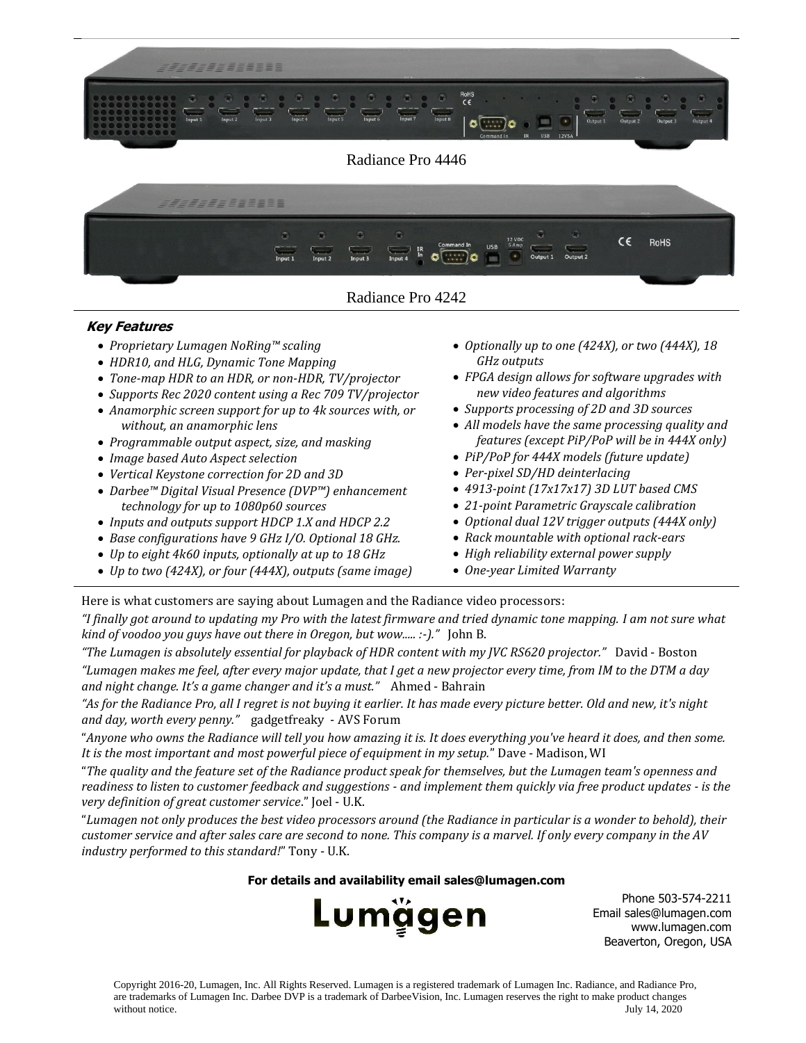Radiance Pro 4446

Radiance Pro 4242

### *Key Features*

- *Proprietary Lumagen NoRing™ scaling*
- *HDR10, and HLG, Dynamic Tone Mapping*
- *Tone-map HDR to an HDR, or non-HDR, TV/projector*
- *Supports Rec 2020 content using a Rec 709 TV/projector*
- *Anamorphic screen support for up to 4k sources with, or without, an anamorphic lens*
- *Programmable output aspect, size, and masking*
- *Image based Auto Aspect selection*
- *Vertical Keystone correction for 2D and 3D*
- *Darbee™ Digital Visual Presence (DVP™) enhancement technology for up to 1080p60 sources*
- *Inputs and outputs support HDCP 1.X and HDCP 2.2*
- *Base configurations have 9 GHz I/O. Optional 18 GHz.*
- *Up to eight 4k60 inputs, optionally at up to 18 GHz*
- *Up to two (424X), or four (444X), outputs (same image)*
- *Optionally up to one (424X), or two (444X), 18 GHz outputs*
- *FPGA design allows for software upgrades with new video features and algorithms*
- *Supports processing of 2D and 3D sources*
- *All models have the same processing quality and features (except PiP/PoP will be in 444X only)*
- *PiP/PoP for 444X models (future update)*
- *Per-pixel SD/HD deinterlacing*
- *4913-point (17x17x17) 3D LUT based CMS*
- *21-point Parametric Grayscale calibration*
- *Optional dual 12V trigger outputs (444X only)*
- *Rack mountable with optional rack-ears*
- *High reliability external power supply*
- *One-year Limited Warranty*

Here is what customers are saying about Lumagen and the Radiance video processors:

*"I finally got around to updating my Pro with the latest firmware and tried dynamic tone mapping. I am not sure what kind of voodoo you guys have out there in Oregon, but wow..... :-)."* John B.

*"The Lumagen is absolutely essential for playback of HDR content with my JVC RS620 projector."* David - Boston

*"Lumagen makes me feel, after every major update, that I get a new projector every time, from IM to the DTM a day and night change. It's a game changer and it's a must."* Ahmed - Bahrain

*"As for the Radiance Pro, all I regret is not buying it earlier. It has made every picture better. Old and new, it's night and day, worth every penny."* gadgetfreaky - AVS Forum

"*Anyone who owns the Radiance will tell you how amazing it is. It does everything you've heard it does, and then some. It is the most important and most powerful piece of equipment in my setup.*" Dave - Madison, WI

"*The quality and the feature set of the Radiance product speak for themselves, but the Lumagen team's openness and readiness to listen to customer feedback and suggestions - and implement them quickly via free product updates - is the very definition of great customer service*." Joel - U.K.

"*Lumagen not only produces the best video processors around (the Radiance in particular is a wonder to behold), their customer service and after sales care are second to none. This company is a marvel. If only every company in the AV industry performed to this standard!*" Tony - U.K.

**For details and availability email sales@lumagen.com**

Lumagen

Phone 503-574-2211
Email sales@lumagen.com
www.lumagen.com
Beaverton, Oregon, USA

Copyright 2016-20, Lumagen, Inc. All Rights Reserved. Lumagen is a registered trademark of Lumagen Inc. Radiance, and Radiance Pro, are trademarks of Lumagen Inc. Darbee DVP is a trademark of DarbeeVision, Inc. Lumagen reserves the right to make product changes without notice. July 14, 2020